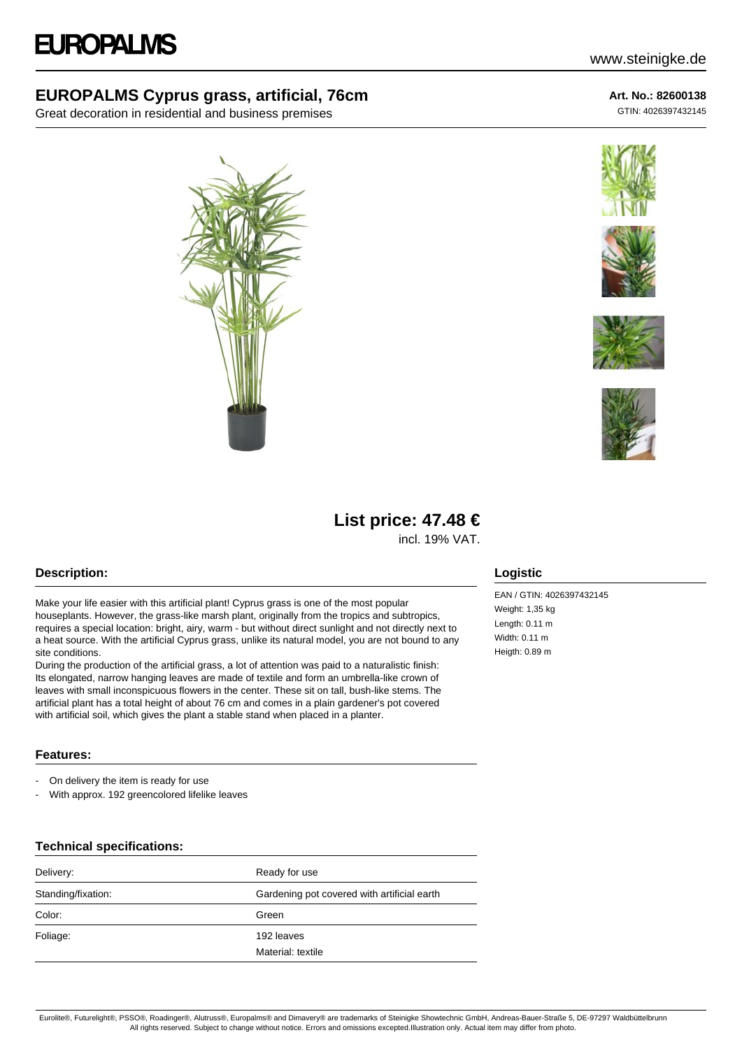# EUROPALMS

www.steinigke.de

## EUROPALMS Cyprus grass, artificial, 76cm

Great decoration in residential and business premises

**Art. No.: 82600138**

GTIN: 4026397432145

**List price: 47.48 €**

incl. 19% VAT.

### Description:

Make your life easier with this artificial plant! Cyprus grass is one of the most popular houseplants. However, the grass-like marsh plant, originally from the tropics and subtropics, requires a special location: bright, airy, warm - but without direct sunlight and not directly next to a heat source. With the artificial Cyprus grass, unlike its natural model, you are not bound to any site conditions.

During the production of the artificial grass, a lot of attention was paid to a naturalistic finish: Its elongated, narrow hanging leaves are made of textile and form an umbrella-like crown of leaves with small inconspicuous flowers in the center. These sit on tall, bush-like stems. The artificial plant has a total height of about 76 cm and comes in a plain gardener's pot covered with artificial soil, which gives the plant a stable stand when placed in a planter.

### Features:

- On delivery the item is ready for use
- With approx. 192 greencolored lifelike leaves

### Technical specifications:

| | |
|---|---|
| Delivery: | Ready for use |
| Standing/fixation: | Gardening pot covered with artificial earth |
| Color: | Green |
| Foliage: | 192 leaves<br>Material: textile |

### Logistic

EAN / GTIN: 4026397432145
Weight: 1,35 kg
Length: 0.11 m
Width: 0.11 m
Heigth: 0.89 m

Eurolite®, Futurelight®, PSSO®, Roadinger®, Alutruss®, Europalms® and Dimavery® are trademarks of Steinigke Showtechnic GmbH, Andreas-Bauer-Straße 5, DE-97297 Waldbüttelbrunn
All rights reserved. Subject to change without notice. Errors and omissions excepted.Illustration only. Actual item may differ from photo.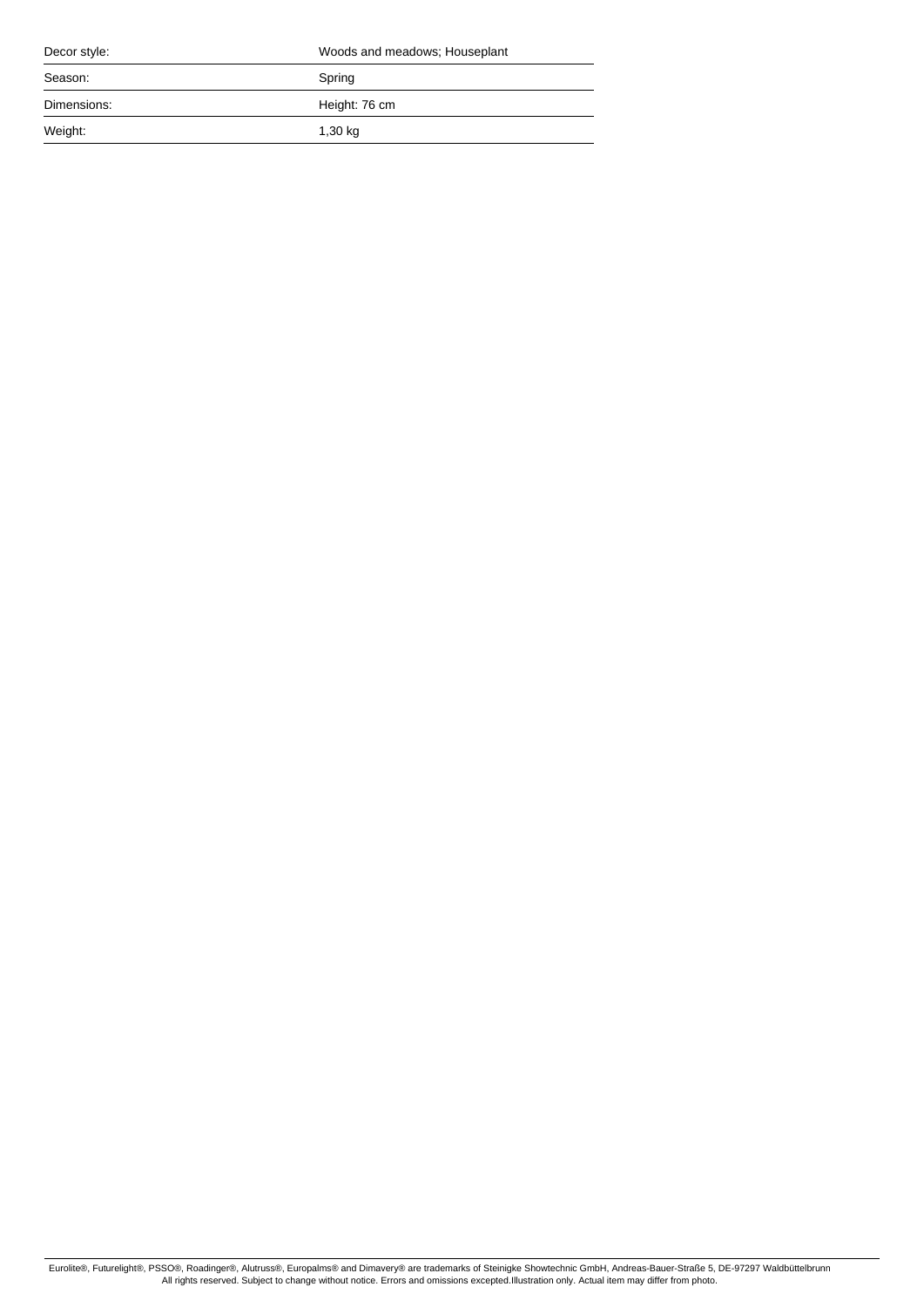| | |
|---|---|
| Decor style: | Woods and meadows; Houseplant |
| Season: | Spring |
| Dimensions: | Height: 76 cm |
| Weight: | 1,30 kg |